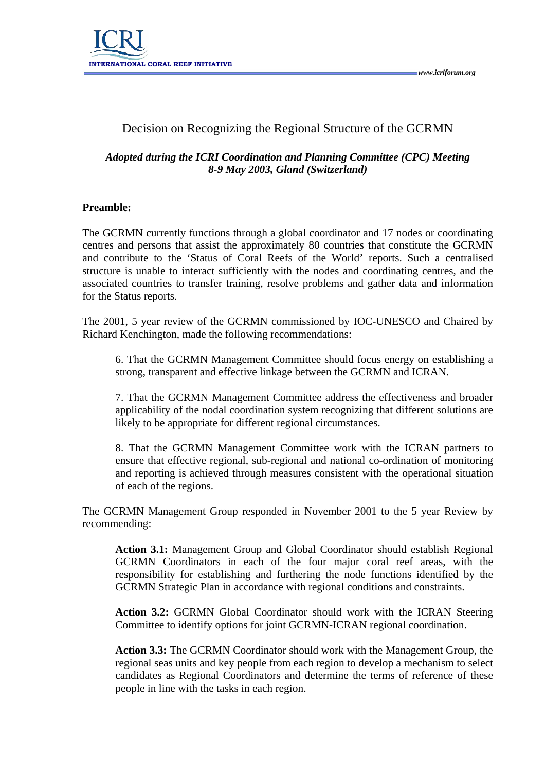# Decision on Recognizing the Regional Structure of the GCRMN

***Adopted during the ICRI Coordination and Planning Committee (CPC) Meeting 8-9 May 2003, Gland (Switzerland)***

**Preamble:**

The GCRMN currently functions through a global coordinator and 17 nodes or coordinating centres and persons that assist the approximately 80 countries that constitute the GCRMN and contribute to the 'Status of Coral Reefs of the World' reports. Such a centralised structure is unable to interact sufficiently with the nodes and coordinating centres, and the associated countries to transfer training, resolve problems and gather data and information for the Status reports.

The 2001, 5 year review of the GCRMN commissioned by IOC-UNESCO and Chaired by Richard Kenchington, made the following recommendations:

> 6. That the GCRMN Management Committee should focus energy on establishing a strong, transparent and effective linkage between the GCRMN and ICRAN.
>
> 7. That the GCRMN Management Committee address the effectiveness and broader applicability of the nodal coordination system recognizing that different solutions are likely to be appropriate for different regional circumstances.
>
> 8. That the GCRMN Management Committee work with the ICRAN partners to ensure that effective regional, sub-regional and national co-ordination of monitoring and reporting is achieved through measures consistent with the operational situation of each of the regions.

The GCRMN Management Group responded in November 2001 to the 5 year Review by recommending:

> **Action 3.1:** Management Group and Global Coordinator should establish Regional GCRMN Coordinators in each of the four major coral reef areas, with the responsibility for establishing and furthering the node functions identified by the GCRMN Strategic Plan in accordance with regional conditions and constraints.
>
> **Action 3.2:** GCRMN Global Coordinator should work with the ICRAN Steering Committee to identify options for joint GCRMN-ICRAN regional coordination.
>
> **Action 3.3:** The GCRMN Coordinator should work with the Management Group, the regional seas units and key people from each region to develop a mechanism to select candidates as Regional Coordinators and determine the terms of reference of these people in line with the tasks in each region.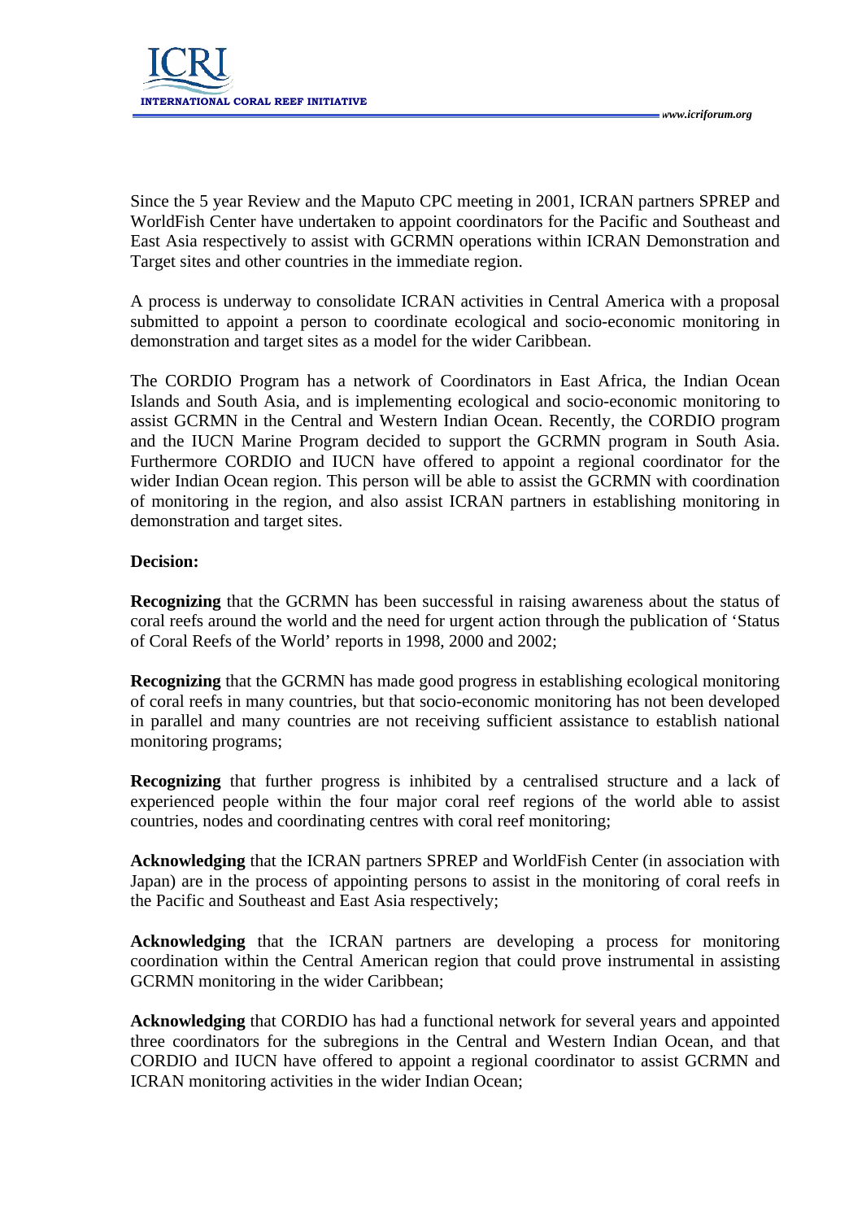Since the 5 year Review and the Maputo CPC meeting in 2001, ICRAN partners SPREP and WorldFish Center have undertaken to appoint coordinators for the Pacific and Southeast and East Asia respectively to assist with GCRMN operations within ICRAN Demonstration and Target sites and other countries in the immediate region.

A process is underway to consolidate ICRAN activities in Central America with a proposal submitted to appoint a person to coordinate ecological and socio-economic monitoring in demonstration and target sites as a model for the wider Caribbean.

The CORDIO Program has a network of Coordinators in East Africa, the Indian Ocean Islands and South Asia, and is implementing ecological and socio-economic monitoring to assist GCRMN in the Central and Western Indian Ocean. Recently, the CORDIO program and the IUCN Marine Program decided to support the GCRMN program in South Asia. Furthermore CORDIO and IUCN have offered to appoint a regional coordinator for the wider Indian Ocean region. This person will be able to assist the GCRMN with coordination of monitoring in the region, and also assist ICRAN partners in establishing monitoring in demonstration and target sites.

**Decision:**

**Recognizing** that the GCRMN has been successful in raising awareness about the status of coral reefs around the world and the need for urgent action through the publication of 'Status of Coral Reefs of the World' reports in 1998, 2000 and 2002;

**Recognizing** that the GCRMN has made good progress in establishing ecological monitoring of coral reefs in many countries, but that socio-economic monitoring has not been developed in parallel and many countries are not receiving sufficient assistance to establish national monitoring programs;

**Recognizing** that further progress is inhibited by a centralised structure and a lack of experienced people within the four major coral reef regions of the world able to assist countries, nodes and coordinating centres with coral reef monitoring;

**Acknowledging** that the ICRAN partners SPREP and WorldFish Center (in association with Japan) are in the process of appointing persons to assist in the monitoring of coral reefs in the Pacific and Southeast and East Asia respectively;

**Acknowledging** that the ICRAN partners are developing a process for monitoring coordination within the Central American region that could prove instrumental in assisting GCRMN monitoring in the wider Caribbean;

**Acknowledging** that CORDIO has had a functional network for several years and appointed three coordinators for the subregions in the Central and Western Indian Ocean, and that CORDIO and IUCN have offered to appoint a regional coordinator to assist GCRMN and ICRAN monitoring activities in the wider Indian Ocean;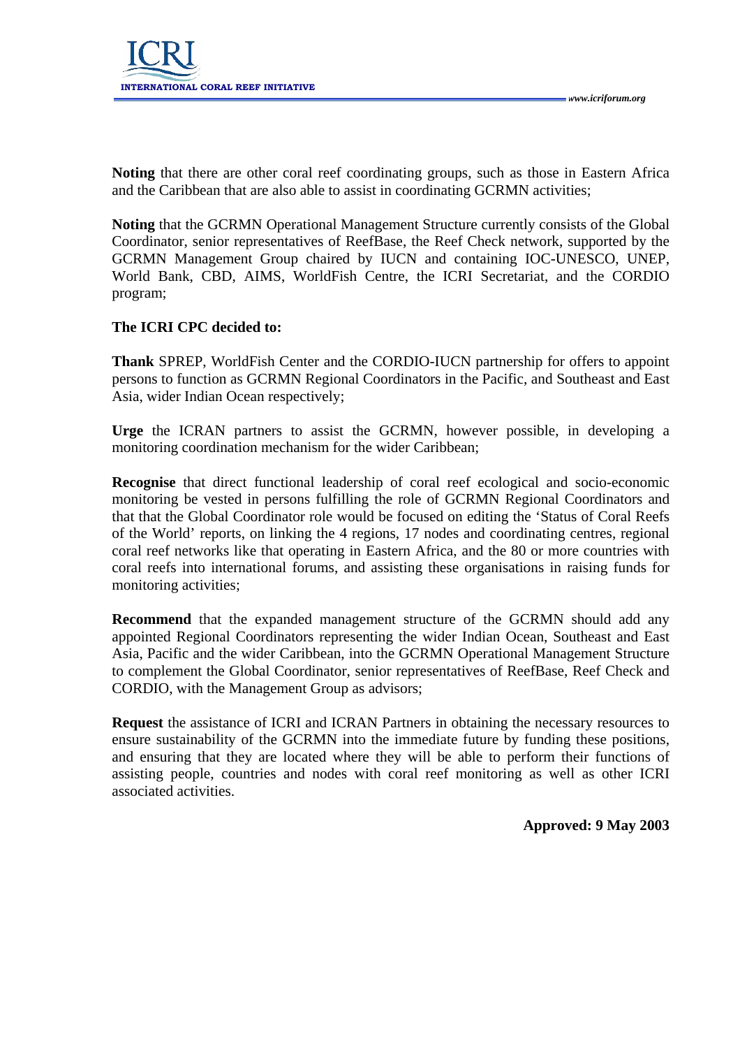**Noting** that there are other coral reef coordinating groups, such as those in Eastern Africa and the Caribbean that are also able to assist in coordinating GCRMN activities;

**Noting** that the GCRMN Operational Management Structure currently consists of the Global Coordinator, senior representatives of ReefBase, the Reef Check network, supported by the GCRMN Management Group chaired by IUCN and containing IOC-UNESCO, UNEP, World Bank, CBD, AIMS, WorldFish Centre, the ICRI Secretariat, and the CORDIO program;

**The ICRI CPC decided to:**

**Thank** SPREP, WorldFish Center and the CORDIO-IUCN partnership for offers to appoint persons to function as GCRMN Regional Coordinators in the Pacific, and Southeast and East Asia, wider Indian Ocean respectively;

**Urge** the ICRAN partners to assist the GCRMN, however possible, in developing a monitoring coordination mechanism for the wider Caribbean;

**Recognise** that direct functional leadership of coral reef ecological and socio-economic monitoring be vested in persons fulfilling the role of GCRMN Regional Coordinators and that that the Global Coordinator role would be focused on editing the 'Status of Coral Reefs of the World' reports, on linking the 4 regions, 17 nodes and coordinating centres, regional coral reef networks like that operating in Eastern Africa, and the 80 or more countries with coral reefs into international forums, and assisting these organisations in raising funds for monitoring activities;

**Recommend** that the expanded management structure of the GCRMN should add any appointed Regional Coordinators representing the wider Indian Ocean, Southeast and East Asia, Pacific and the wider Caribbean, into the GCRMN Operational Management Structure to complement the Global Coordinator, senior representatives of ReefBase, Reef Check and CORDIO, with the Management Group as advisors;

**Request** the assistance of ICRI and ICRAN Partners in obtaining the necessary resources to ensure sustainability of the GCRMN into the immediate future by funding these positions, and ensuring that they are located where they will be able to perform their functions of assisting people, countries and nodes with coral reef monitoring as well as other ICRI associated activities.

**Approved: 9 May 2003**